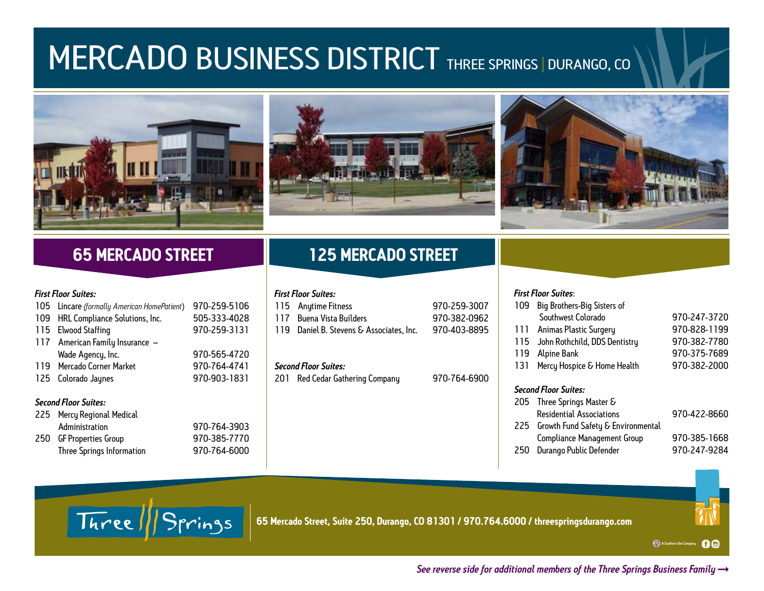# MERCADO BUSINESS DISTRICT THREE SPRINGS | DURANGO, CO

## 65 MERCADO STREET

***First Floor Suites:***

| Suite | Tenant | Phone |
|---|---|---|
| 105 | Lincare *(formally American HomePatient)* | 970-259-5106 |
| 109 | HRL Compliance Solutions, Inc. | 505-333-4028 |
| 115 | Elwood Staffing | 970-259-3131 |
| 117 | American Family Insurance – Wade Agency, Inc. | 970-565-4720 |
| 119 | Mercado Corner Market | 970-764-4741 |
| 125 | Colorado Jaynes | 970-903-1831 |

***Second Floor Suites:***

| Suite | Tenant | Phone |
|---|---|---|
| 225 | Mercy Regional Medical Administration | 970-764-3903 |
| 250 | GF Properties Group | 970-385-7770 |
| | Three Springs Information | 970-764-6000 |

## 125 MERCADO STREET

***First Floor Suites:***

| Suite | Tenant | Phone |
|---|---|---|
| 115 | Anytime Fitness | 970-259-3007 |
| 117 | Buena Vista Builders | 970-382-0962 |
| 119 | Daniel B. Stevens & Associates, Inc. | 970-403-8895 |

***Second Floor Suites:***

| Suite | Tenant | Phone |
|---|---|---|
| 201 | Red Cedar Gathering Company | 970-764-6900 |

***First Floor Suites:***

| Suite | Tenant | Phone |
|---|---|---|
| 109 | Big Brothers-Big Sisters of Southwest Colorado | 970-247-3720 |
| 111 | Animas Plastic Surgery | 970-828-1199 |
| 115 | John Rothchild, DDS Dentistry | 970-382-7780 |
| 119 | Alpine Bank | 970-375-7689 |
| 131 | Mercy Hospice & Home Health | 970-382-2000 |

***Second Floor Suites:***

| Suite | Tenant | Phone |
|---|---|---|
| 205 | Three Springs Master & Residential Associations | 970-422-8660 |
| 225 | Growth Fund Safety & Environmental Compliance Management Group | 970-385-1668 |
| 250 | Durango Public Defender | 970-247-9284 |

Three Springs

**65 Mercado Street, Suite 250, Durango, CO 81301 / 970.764.6000 / threespringsdurango.com**

A Southern Ute Company

***See reverse side for additional members of the Three Springs Business Family →***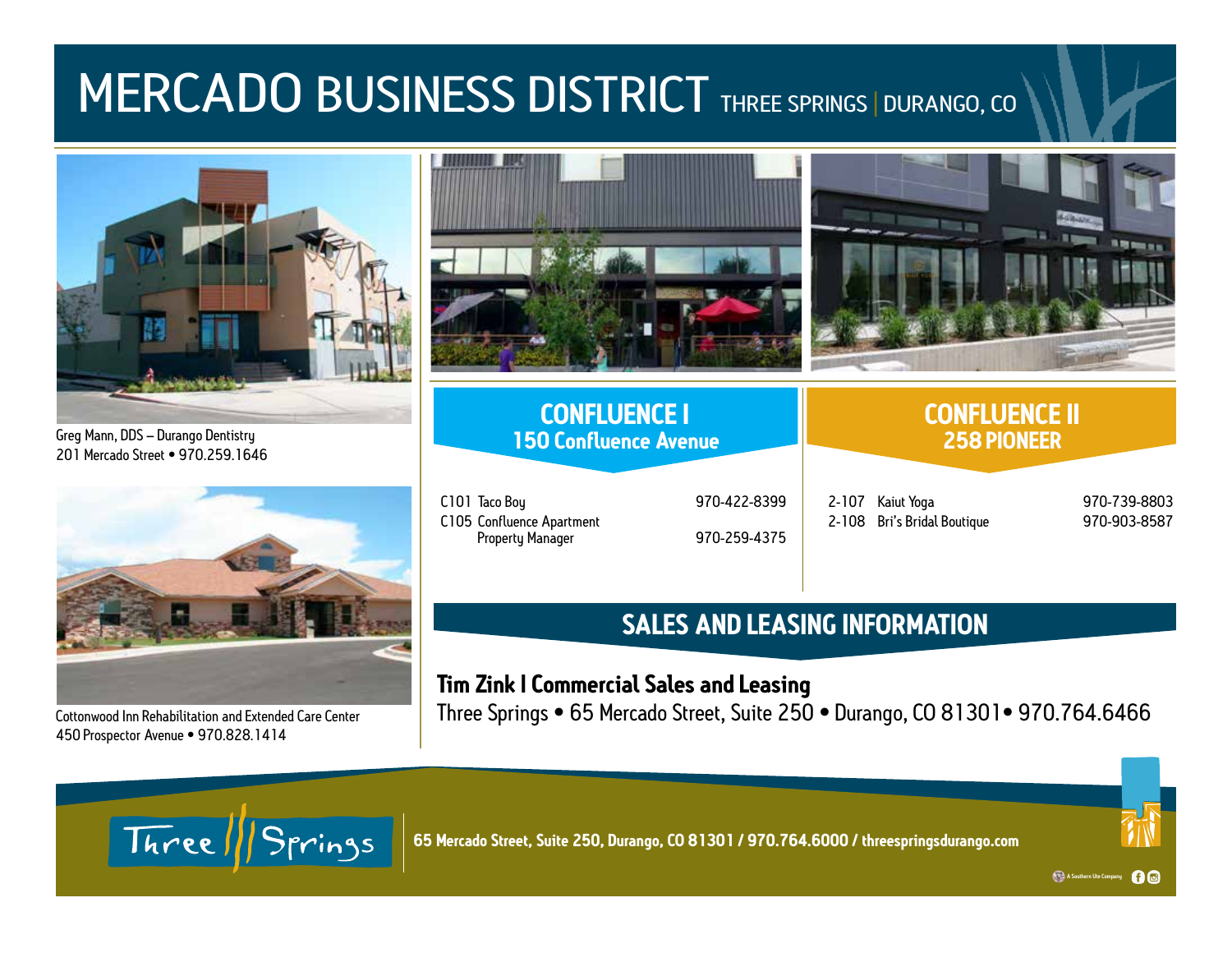# MERCADO BUSINESS DISTRICT THREE SPRINGS | DURANGO, CO

Greg Mann, DDS – Durango Dentistry
201 Mercado Street • 970.259.1646

Cottonwood Inn Rehabilitation and Extended Care Center
450 Prospector Avenue • 970.828.1414

## CONFLUENCE I
### 150 Confluence Avenue

| | | |
|---|---|---|
| C101 | Taco Boy | 970-422-8399 |
| C105 | Confluence Apartment Property Manager | 970-259-4375 |

## CONFLUENCE II
### 258 PIONEER

| | | |
|---|---|---|
| 2-107 | Kaiut Yoga | 970-739-8803 |
| 2-108 | Bri's Bridal Boutique | 970-903-8587 |

## SALES AND LEASING INFORMATION

**Tim Zink I Commercial Sales and Leasing**
Three Springs • 65 Mercado Street, Suite 250 • Durango, CO 81301• 970.764.6466

Three Springs

**65 Mercado Street, Suite 250, Durango, CO 81301 / 970.764.6000 / threespringsdurango.com**

A Southern Ute Company